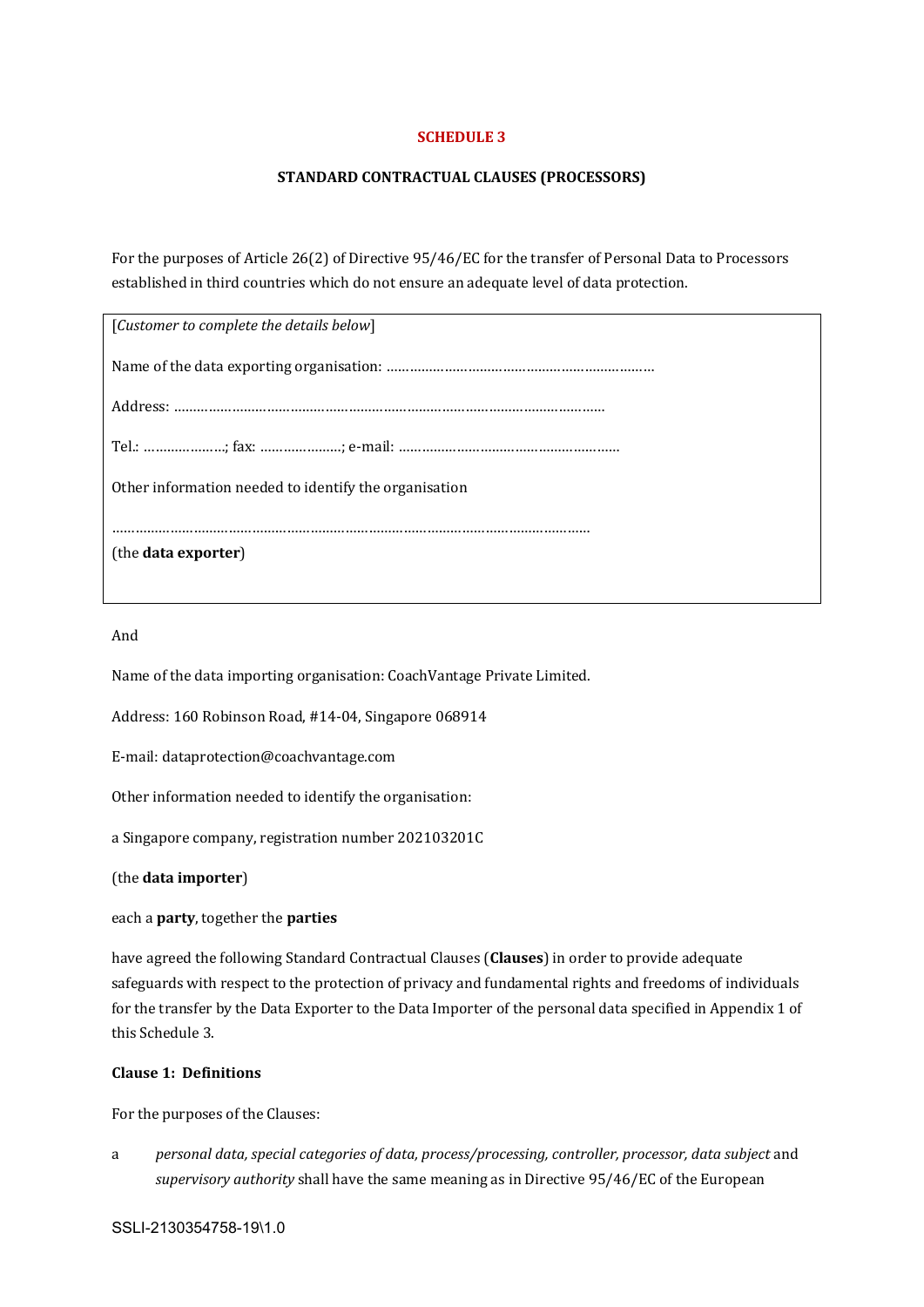# SCHEDULE 3

## STANDARD CONTRACTUAL CLAUSES (PROCESSORS)

For the purposes of Article 26(2) of Directive 95/46/EC for the transfer of Personal Data to Processors established in third countries which do not ensure an adequate level of data protection.

[*Customer to complete the details below*]

Name of the data exporting organisation: ……………………………………………………………

Address: ……………………………………………………………………………………………………

Tel.: …………………; fax: …………………; e-mail: …………………………………………………

Other information needed to identify the organisation

……………………………………………………………………………………………………………

(the **data exporter**)

And

Name of the data importing organisation: CoachVantage Private Limited.

Address: 160 Robinson Road, #14-04, Singapore 068914

E-mail: dataprotection@coachvantage.com

Other information needed to identify the organisation:

a Singapore company, registration number 202103201C

(the **data importer**)

each a **party**, together the **parties**

have agreed the following Standard Contractual Clauses (**Clauses**) in order to provide adequate safeguards with respect to the protection of privacy and fundamental rights and freedoms of individuals for the transfer by the Data Exporter to the Data Importer of the personal data specified in Appendix 1 of this Schedule 3.

**Clause 1: Definitions**

For the purposes of the Clauses:

a *personal data, special categories of data, process/processing, controller, processor, data subject* and *supervisory authority* shall have the same meaning as in Directive 95/46/EC of the European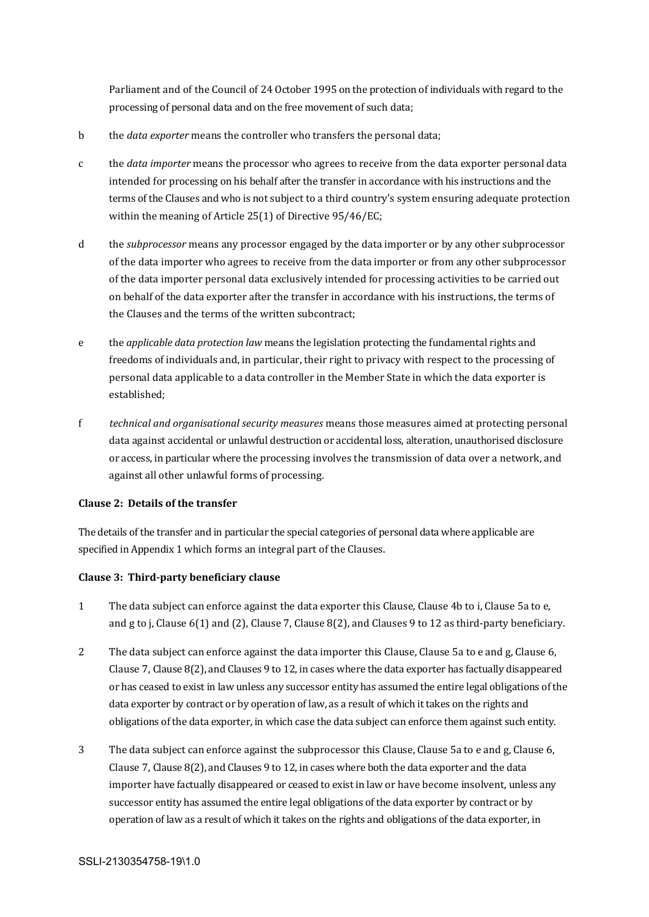Parliament and of the Council of 24 October 1995 on the protection of individuals with regard to the processing of personal data and on the free movement of such data;

b the *data exporter* means the controller who transfers the personal data;

c the *data importer* means the processor who agrees to receive from the data exporter personal data intended for processing on his behalf after the transfer in accordance with his instructions and the terms of the Clauses and who is not subject to a third country's system ensuring adequate protection within the meaning of Article 25(1) of Directive 95/46/EC;

d the *subprocessor* means any processor engaged by the data importer or by any other subprocessor of the data importer who agrees to receive from the data importer or from any other subprocessor of the data importer personal data exclusively intended for processing activities to be carried out on behalf of the data exporter after the transfer in accordance with his instructions, the terms of the Clauses and the terms of the written subcontract;

e the *applicable data protection law* means the legislation protecting the fundamental rights and freedoms of individuals and, in particular, their right to privacy with respect to the processing of personal data applicable to a data controller in the Member State in which the data exporter is established;

f *technical and organisational security measures* means those measures aimed at protecting personal data against accidental or unlawful destruction or accidental loss, alteration, unauthorised disclosure or access, in particular where the processing involves the transmission of data over a network, and against all other unlawful forms of processing.

**Clause 2: Details of the transfer**

The details of the transfer and in particular the special categories of personal data where applicable are specified in Appendix 1 which forms an integral part of the Clauses.

**Clause 3: Third-party beneficiary clause**

1 The data subject can enforce against the data exporter this Clause, Clause 4b to i, Clause 5a to e, and g to j, Clause 6(1) and (2), Clause 7, Clause 8(2), and Clauses 9 to 12 as third-party beneficiary.

2 The data subject can enforce against the data importer this Clause, Clause 5a to e and g, Clause 6, Clause 7, Clause 8(2), and Clauses 9 to 12, in cases where the data exporter has factually disappeared or has ceased to exist in law unless any successor entity has assumed the entire legal obligations of the data exporter by contract or by operation of law, as a result of which it takes on the rights and obligations of the data exporter, in which case the data subject can enforce them against such entity.

3 The data subject can enforce against the subprocessor this Clause, Clause 5a to e and g, Clause 6, Clause 7, Clause 8(2), and Clauses 9 to 12, in cases where both the data exporter and the data importer have factually disappeared or ceased to exist in law or have become insolvent, unless any successor entity has assumed the entire legal obligations of the data exporter by contract or by operation of law as a result of which it takes on the rights and obligations of the data exporter, in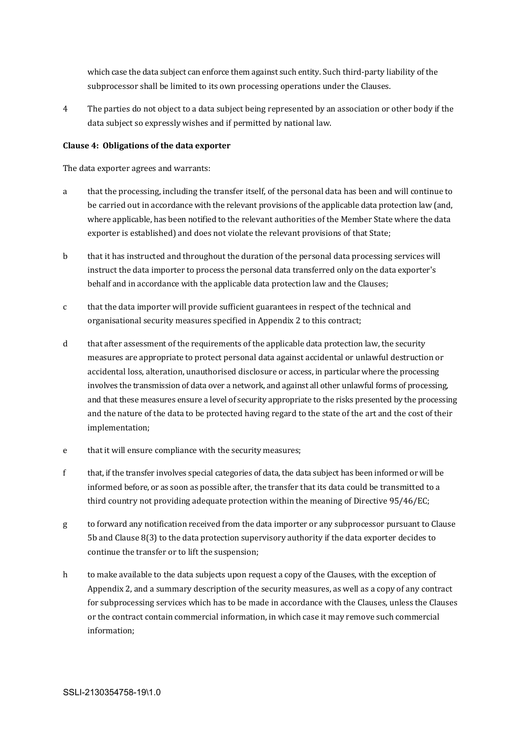which case the data subject can enforce them against such entity. Such third-party liability of the subprocessor shall be limited to its own processing operations under the Clauses.

4 The parties do not object to a data subject being represented by an association or other body if the data subject so expressly wishes and if permitted by national law.

**Clause 4: Obligations of the data exporter**

The data exporter agrees and warrants:

a that the processing, including the transfer itself, of the personal data has been and will continue to be carried out in accordance with the relevant provisions of the applicable data protection law (and, where applicable, has been notified to the relevant authorities of the Member State where the data exporter is established) and does not violate the relevant provisions of that State;

b that it has instructed and throughout the duration of the personal data processing services will instruct the data importer to process the personal data transferred only on the data exporter's behalf and in accordance with the applicable data protection law and the Clauses;

c that the data importer will provide sufficient guarantees in respect of the technical and organisational security measures specified in Appendix 2 to this contract;

d that after assessment of the requirements of the applicable data protection law, the security measures are appropriate to protect personal data against accidental or unlawful destruction or accidental loss, alteration, unauthorised disclosure or access, in particular where the processing involves the transmission of data over a network, and against all other unlawful forms of processing, and that these measures ensure a level of security appropriate to the risks presented by the processing and the nature of the data to be protected having regard to the state of the art and the cost of their implementation;

e that it will ensure compliance with the security measures;

f that, if the transfer involves special categories of data, the data subject has been informed or will be informed before, or as soon as possible after, the transfer that its data could be transmitted to a third country not providing adequate protection within the meaning of Directive 95/46/EC;

g to forward any notification received from the data importer or any subprocessor pursuant to Clause 5b and Clause 8(3) to the data protection supervisory authority if the data exporter decides to continue the transfer or to lift the suspension;

h to make available to the data subjects upon request a copy of the Clauses, with the exception of Appendix 2, and a summary description of the security measures, as well as a copy of any contract for subprocessing services which has to be made in accordance with the Clauses, unless the Clauses or the contract contain commercial information, in which case it may remove such commercial information;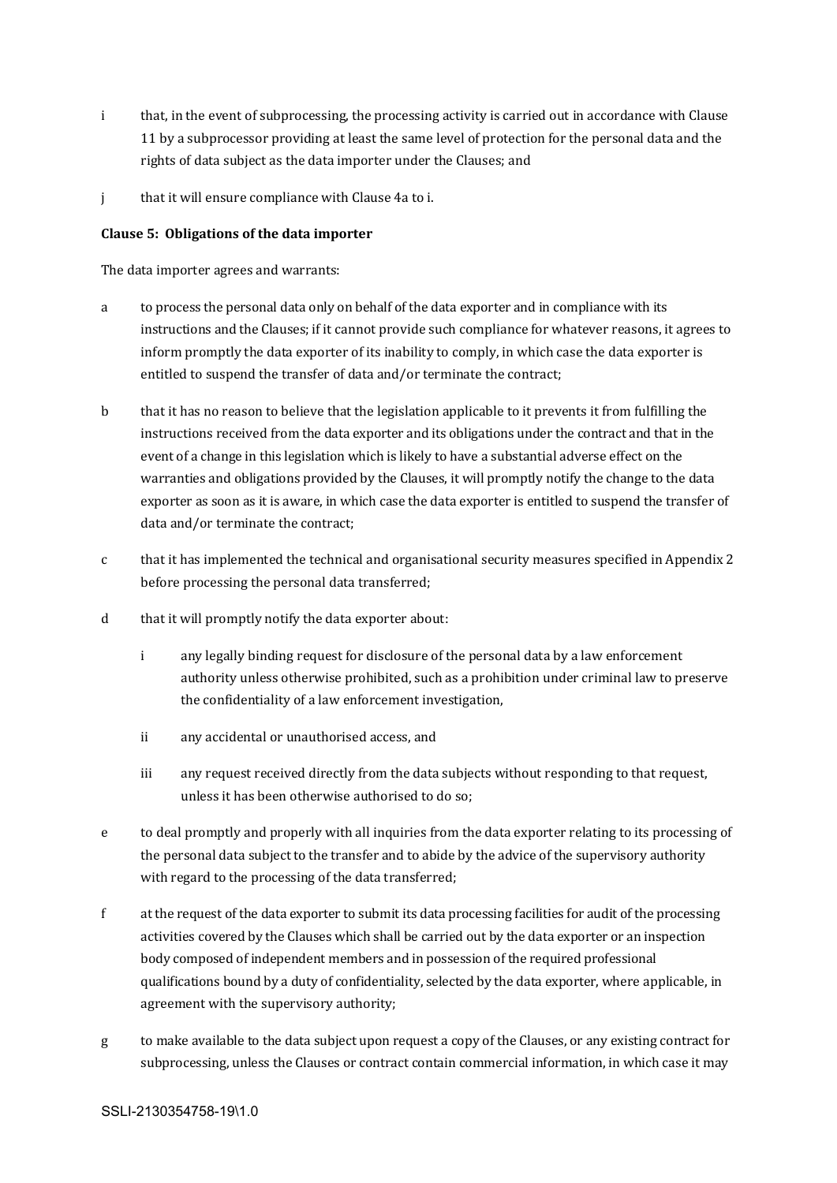i that, in the event of subprocessing, the processing activity is carried out in accordance with Clause 11 by a subprocessor providing at least the same level of protection for the personal data and the rights of data subject as the data importer under the Clauses; and

j that it will ensure compliance with Clause 4a to i.

**Clause 5: Obligations of the data importer**

The data importer agrees and warrants:

a to process the personal data only on behalf of the data exporter and in compliance with its instructions and the Clauses; if it cannot provide such compliance for whatever reasons, it agrees to inform promptly the data exporter of its inability to comply, in which case the data exporter is entitled to suspend the transfer of data and/or terminate the contract;

b that it has no reason to believe that the legislation applicable to it prevents it from fulfilling the instructions received from the data exporter and its obligations under the contract and that in the event of a change in this legislation which is likely to have a substantial adverse effect on the warranties and obligations provided by the Clauses, it will promptly notify the change to the data exporter as soon as it is aware, in which case the data exporter is entitled to suspend the transfer of data and/or terminate the contract;

c that it has implemented the technical and organisational security measures specified in Appendix 2 before processing the personal data transferred;

d that it will promptly notify the data exporter about:

  i any legally binding request for disclosure of the personal data by a law enforcement authority unless otherwise prohibited, such as a prohibition under criminal law to preserve the confidentiality of a law enforcement investigation,

  ii any accidental or unauthorised access, and

  iii any request received directly from the data subjects without responding to that request, unless it has been otherwise authorised to do so;

e to deal promptly and properly with all inquiries from the data exporter relating to its processing of the personal data subject to the transfer and to abide by the advice of the supervisory authority with regard to the processing of the data transferred;

f at the request of the data exporter to submit its data processing facilities for audit of the processing activities covered by the Clauses which shall be carried out by the data exporter or an inspection body composed of independent members and in possession of the required professional qualifications bound by a duty of confidentiality, selected by the data exporter, where applicable, in agreement with the supervisory authority;

g to make available to the data subject upon request a copy of the Clauses, or any existing contract for subprocessing, unless the Clauses or contract contain commercial information, in which case it may

SSLI-2130354758-19\1.0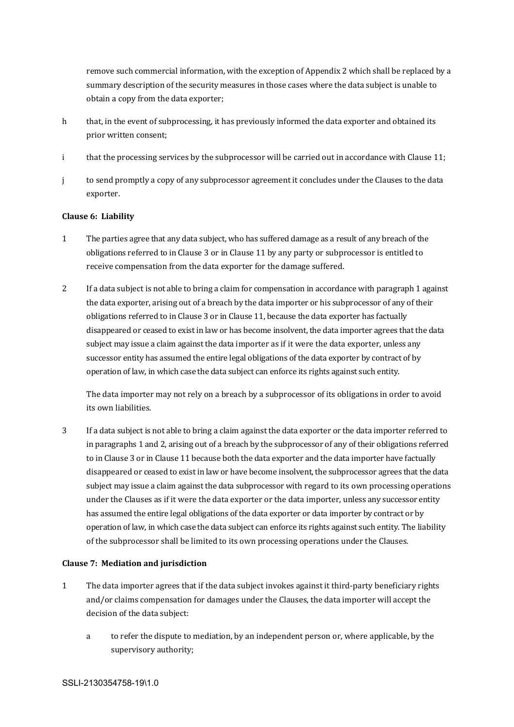remove such commercial information, with the exception of Appendix 2 which shall be replaced by a summary description of the security measures in those cases where the data subject is unable to obtain a copy from the data exporter;

h that, in the event of subprocessing, it has previously informed the data exporter and obtained its prior written consent;

i that the processing services by the subprocessor will be carried out in accordance with Clause 11;

j to send promptly a copy of any subprocessor agreement it concludes under the Clauses to the data exporter.

**Clause 6: Liability**

1 The parties agree that any data subject, who has suffered damage as a result of any breach of the obligations referred to in Clause 3 or in Clause 11 by any party or subprocessor is entitled to receive compensation from the data exporter for the damage suffered.

2 If a data subject is not able to bring a claim for compensation in accordance with paragraph 1 against the data exporter, arising out of a breach by the data importer or his subprocessor of any of their obligations referred to in Clause 3 or in Clause 11, because the data exporter has factually disappeared or ceased to exist in law or has become insolvent, the data importer agrees that the data subject may issue a claim against the data importer as if it were the data exporter, unless any successor entity has assumed the entire legal obligations of the data exporter by contract of by operation of law, in which case the data subject can enforce its rights against such entity.

The data importer may not rely on a breach by a subprocessor of its obligations in order to avoid its own liabilities.

3 If a data subject is not able to bring a claim against the data exporter or the data importer referred to in paragraphs 1 and 2, arising out of a breach by the subprocessor of any of their obligations referred to in Clause 3 or in Clause 11 because both the data exporter and the data importer have factually disappeared or ceased to exist in law or have become insolvent, the subprocessor agrees that the data subject may issue a claim against the data subprocessor with regard to its own processing operations under the Clauses as if it were the data exporter or the data importer, unless any successor entity has assumed the entire legal obligations of the data exporter or data importer by contract or by operation of law, in which case the data subject can enforce its rights against such entity. The liability of the subprocessor shall be limited to its own processing operations under the Clauses.

**Clause 7: Mediation and jurisdiction**

1 The data importer agrees that if the data subject invokes against it third-party beneficiary rights and/or claims compensation for damages under the Clauses, the data importer will accept the decision of the data subject:

  a to refer the dispute to mediation, by an independent person or, where applicable, by the supervisory authority;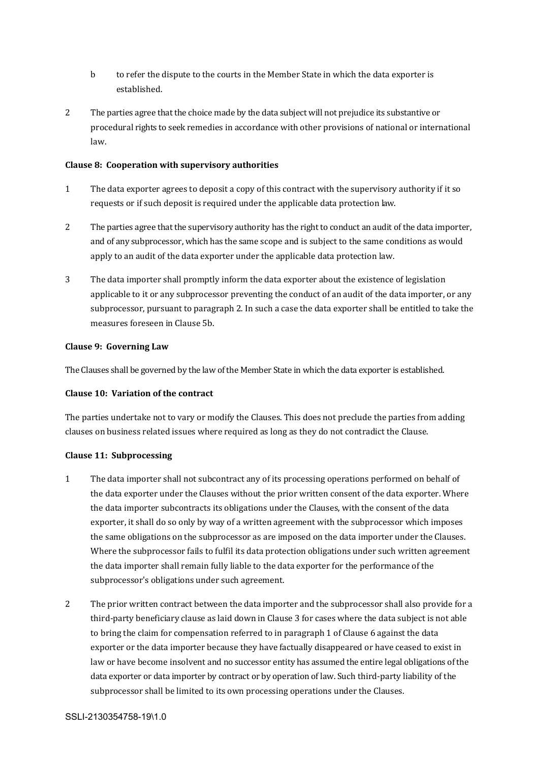b to refer the dispute to the courts in the Member State in which the data exporter is established.

2 The parties agree that the choice made by the data subject will not prejudice its substantive or procedural rights to seek remedies in accordance with other provisions of national or international law.

**Clause 8: Cooperation with supervisory authorities**

1 The data exporter agrees to deposit a copy of this contract with the supervisory authority if it so requests or if such deposit is required under the applicable data protection law.

2 The parties agree that the supervisory authority has the right to conduct an audit of the data importer, and of any subprocessor, which has the same scope and is subject to the same conditions as would apply to an audit of the data exporter under the applicable data protection law.

3 The data importer shall promptly inform the data exporter about the existence of legislation applicable to it or any subprocessor preventing the conduct of an audit of the data importer, or any subprocessor, pursuant to paragraph 2. In such a case the data exporter shall be entitled to take the measures foreseen in Clause 5b.

**Clause 9: Governing Law**

The Clauses shall be governed by the law of the Member State in which the data exporter is established.

**Clause 10: Variation of the contract**

The parties undertake not to vary or modify the Clauses. This does not preclude the parties from adding clauses on business related issues where required as long as they do not contradict the Clause.

**Clause 11: Subprocessing**

1 The data importer shall not subcontract any of its processing operations performed on behalf of the data exporter under the Clauses without the prior written consent of the data exporter. Where the data importer subcontracts its obligations under the Clauses, with the consent of the data exporter, it shall do so only by way of a written agreement with the subprocessor which imposes the same obligations on the subprocessor as are imposed on the data importer under the Clauses. Where the subprocessor fails to fulfil its data protection obligations under such written agreement the data importer shall remain fully liable to the data exporter for the performance of the subprocessor's obligations under such agreement.

2 The prior written contract between the data importer and the subprocessor shall also provide for a third-party beneficiary clause as laid down in Clause 3 for cases where the data subject is not able to bring the claim for compensation referred to in paragraph 1 of Clause 6 against the data exporter or the data importer because they have factually disappeared or have ceased to exist in law or have become insolvent and no successor entity has assumed the entire legal obligations of the data exporter or data importer by contract or by operation of law. Such third-party liability of the subprocessor shall be limited to its own processing operations under the Clauses.

SSLI-2130354758-19\1.0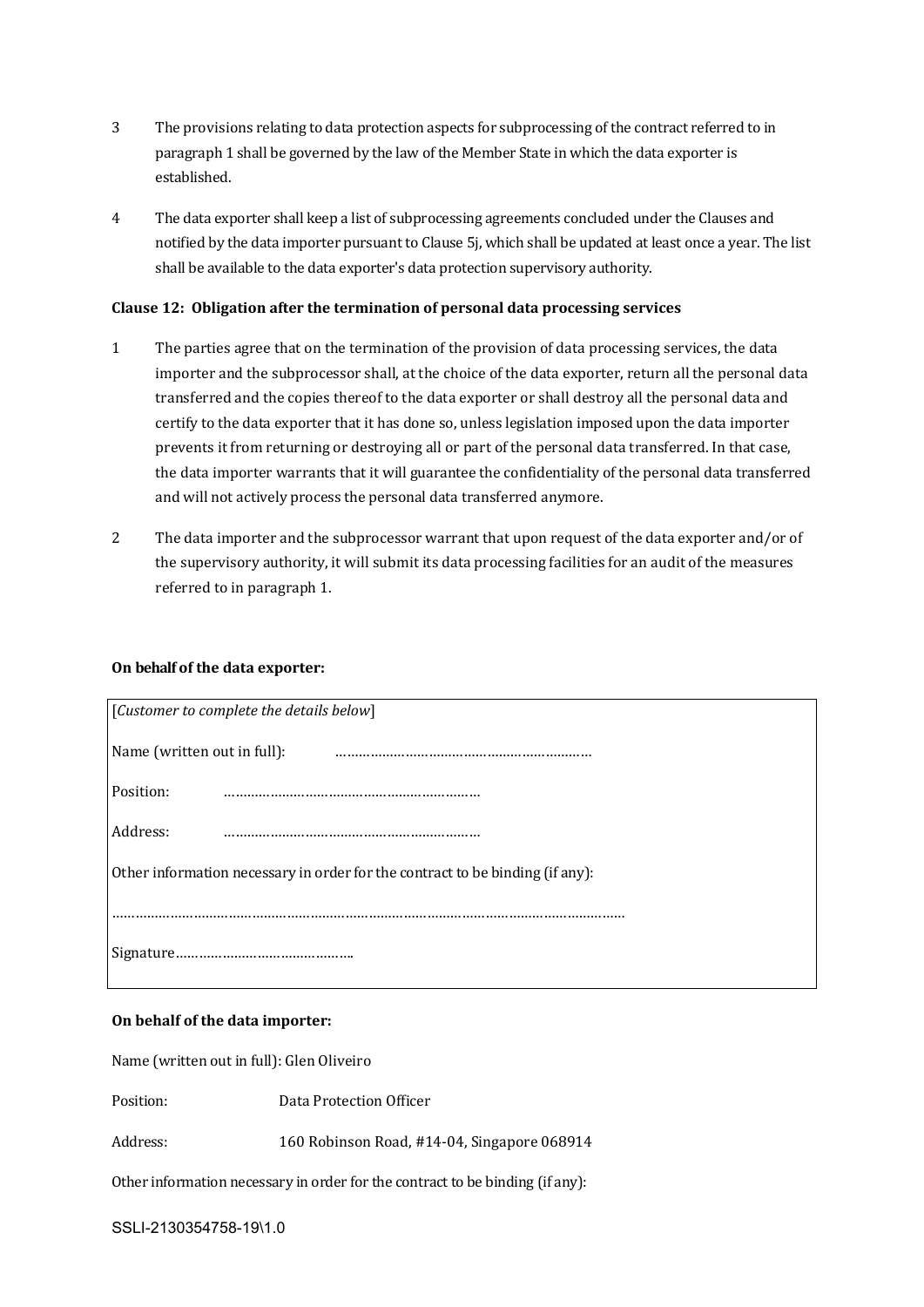3 The provisions relating to data protection aspects for subprocessing of the contract referred to in paragraph 1 shall be governed by the law of the Member State in which the data exporter is established.

4 The data exporter shall keep a list of subprocessing agreements concluded under the Clauses and notified by the data importer pursuant to Clause 5j, which shall be updated at least once a year. The list shall be available to the data exporter's data protection supervisory authority.

**Clause 12: Obligation after the termination of personal data processing services**

1 The parties agree that on the termination of the provision of data processing services, the data importer and the subprocessor shall, at the choice of the data exporter, return all the personal data transferred and the copies thereof to the data exporter or shall destroy all the personal data and certify to the data exporter that it has done so, unless legislation imposed upon the data importer prevents it from returning or destroying all or part of the personal data transferred. In that case, the data importer warrants that it will guarantee the confidentiality of the personal data transferred and will not actively process the personal data transferred anymore.

2 The data importer and the subprocessor warrant that upon request of the data exporter and/or of the supervisory authority, it will submit its data processing facilities for an audit of the measures referred to in paragraph 1.

**On behalf of the data exporter:**

[*Customer to complete the details below*]

Name (written out in full): ……………………………………………………

Position: ……………………………………………………

Address: ……………………………………………………

Other information necessary in order for the contract to be binding (if any):

…………………………………………………………………………………………………………

Signature………………………………………

**On behalf of the data importer:**

Name (written out in full): Glen Oliveiro

Position: Data Protection Officer

Address: 160 Robinson Road, #14-04, Singapore 068914

Other information necessary in order for the contract to be binding (if any):

SSLI-2130354758-19\1.0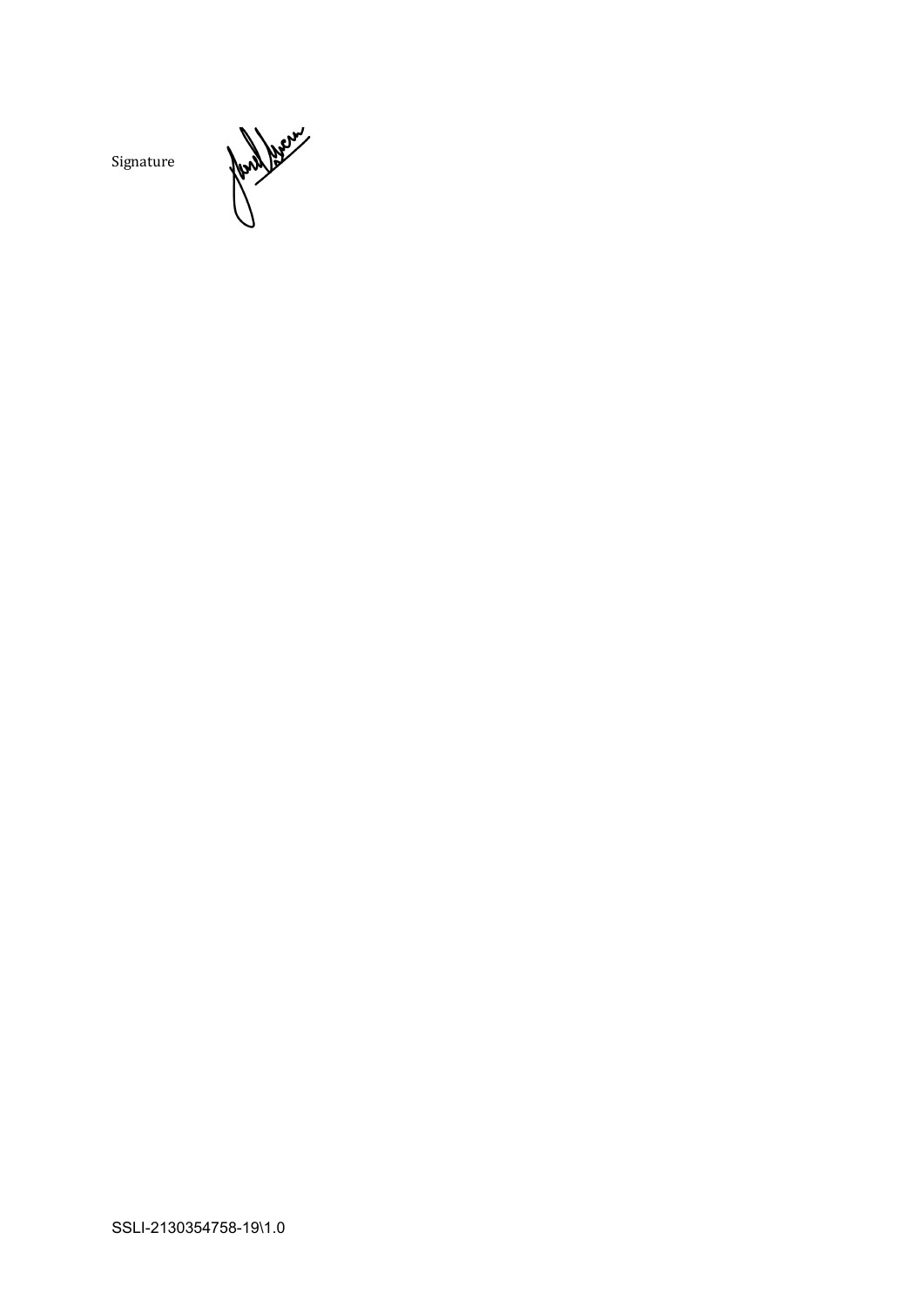Signature

SSLI-2130354758-19\1.0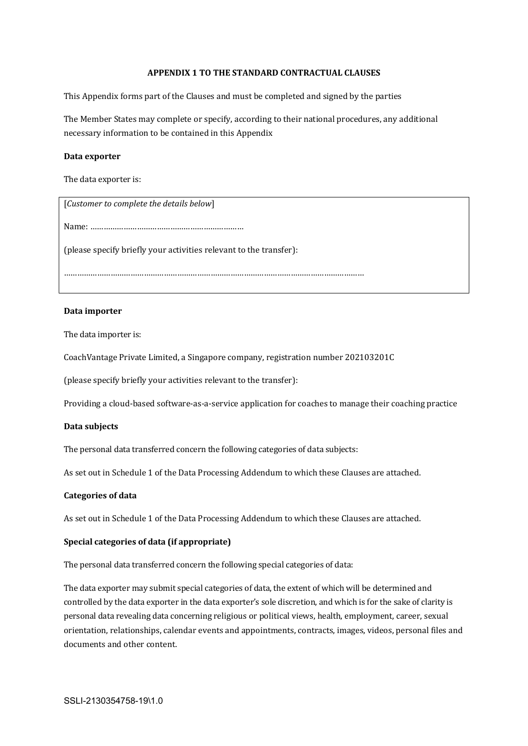**APPENDIX 1 TO THE STANDARD CONTRACTUAL CLAUSES**

This Appendix forms part of the Clauses and must be completed and signed by the parties

The Member States may complete or specify, according to their national procedures, any additional necessary information to be contained in this Appendix

**Data exporter**

The data exporter is:

[*Customer to complete the details below*]

Name: ………………………………………………………

(please specify briefly your activities relevant to the transfer):

……………………………………………………………………………………………………

**Data importer**

The data importer is:

CoachVantage Private Limited, a Singapore company, registration number 202103201C

(please specify briefly your activities relevant to the transfer):

Providing a cloud-based software-as-a-service application for coaches to manage their coaching practice

**Data subjects**

The personal data transferred concern the following categories of data subjects:

As set out in Schedule 1 of the Data Processing Addendum to which these Clauses are attached.

**Categories of data**

As set out in Schedule 1 of the Data Processing Addendum to which these Clauses are attached.

**Special categories of data (if appropriate)**

The personal data transferred concern the following special categories of data:

The data exporter may submit special categories of data, the extent of which will be determined and controlled by the data exporter in the data exporter's sole discretion, and which is for the sake of clarity is personal data revealing data concerning religious or political views, health, employment, career, sexual orientation, relationships, calendar events and appointments, contracts, images, videos, personal files and documents and other content.

SSLI-2130354758-19\1.0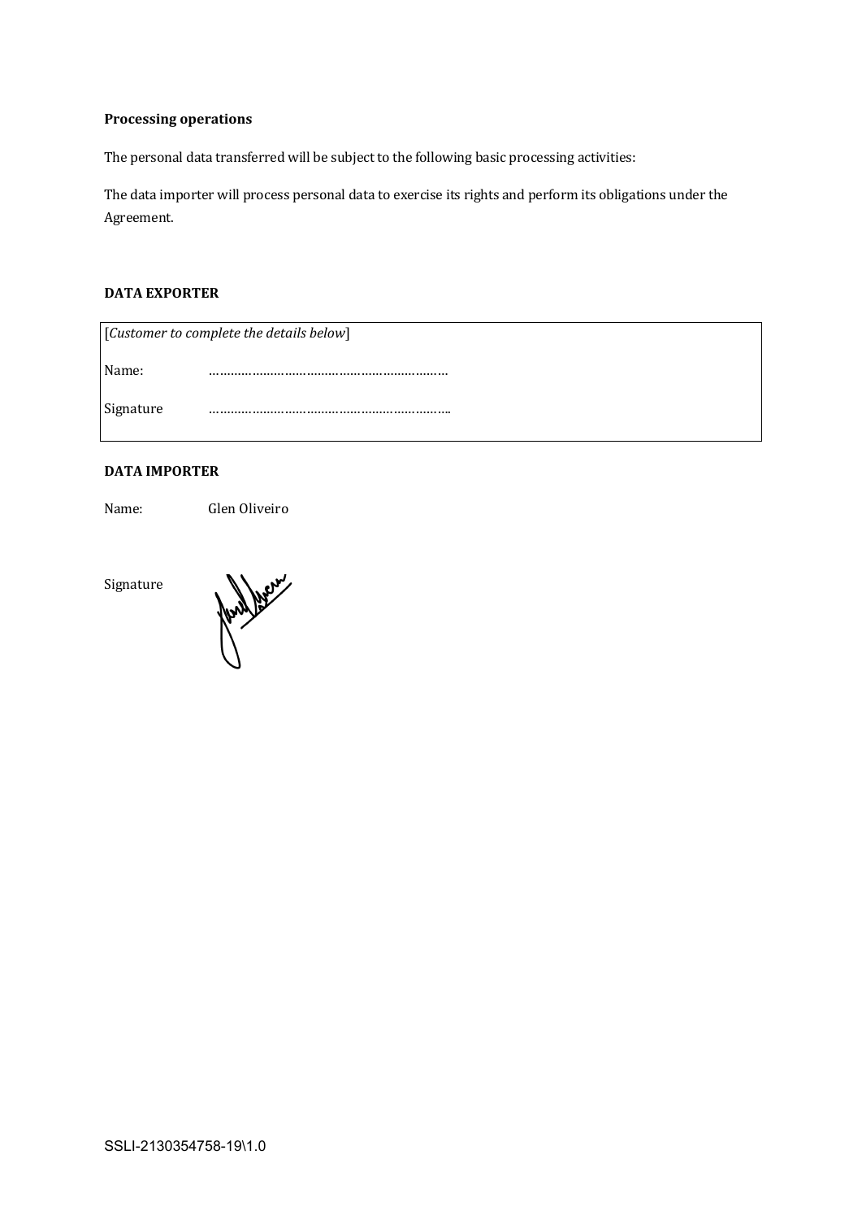**Processing operations**

The personal data transferred will be subject to the following basic processing activities:

The data importer will process personal data to exercise its rights and perform its obligations under the Agreement.

**DATA EXPORTER**

| [*Customer to complete the details below*] | |
|---|---|
| Name: | ……………………………………………………… |
| Signature | …………………………………………………….. |

**DATA IMPORTER**

Name: Glen Oliveiro

Signature

SSLI-2130354758-19\1.0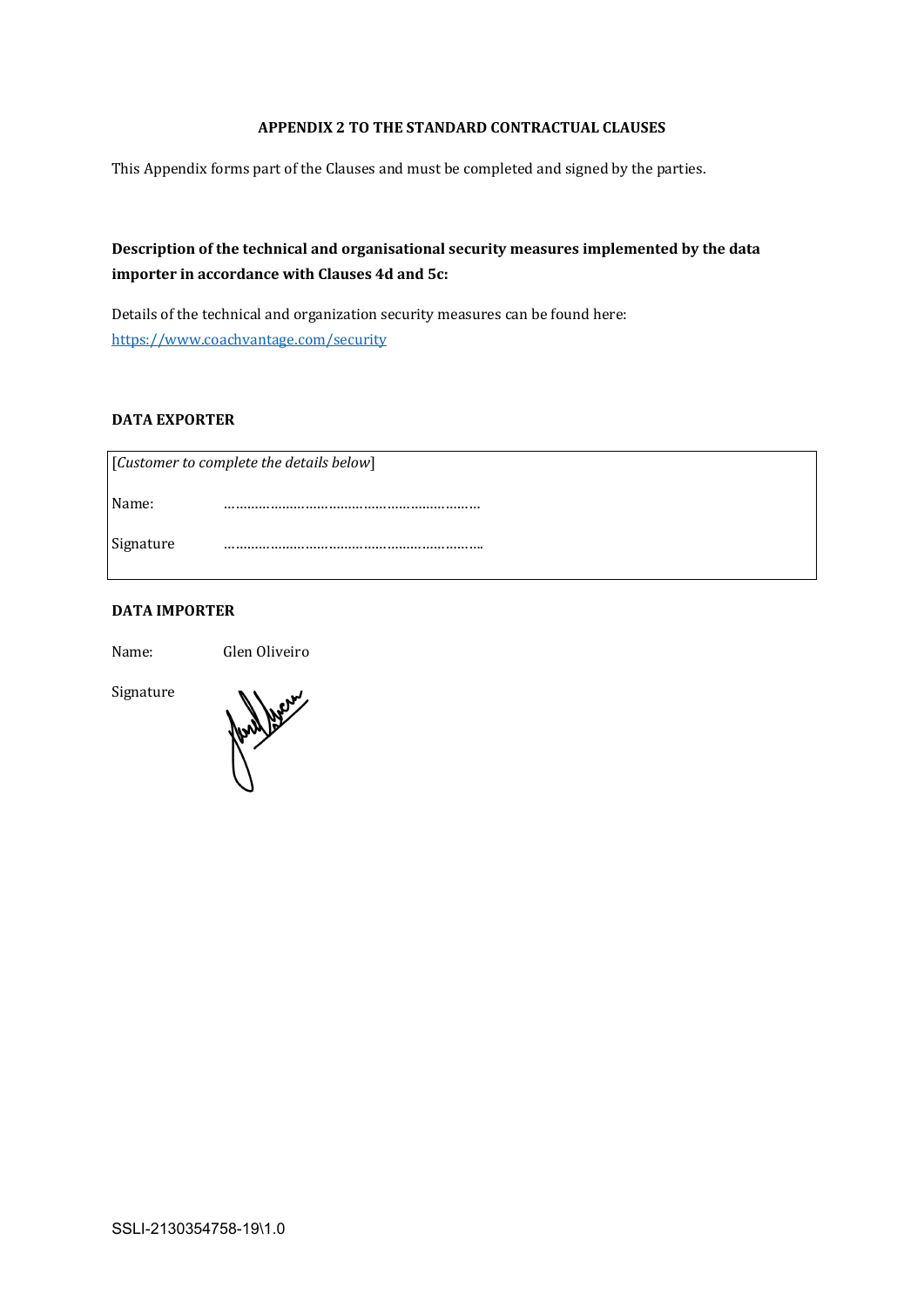**APPENDIX 2 TO THE STANDARD CONTRACTUAL CLAUSES**

This Appendix forms part of the Clauses and must be completed and signed by the parties.

**Description of the technical and organisational security measures implemented by the data importer in accordance with Clauses 4d and 5c:**

Details of the technical and organization security measures can be found here:
https://www.coachvantage.com/security

**DATA EXPORTER**

[*Customer to complete the details below*]

Name: ……………………………………………………………

Signature ……………………………………………………………

**DATA IMPORTER**

Name: Glen Oliveiro

Signature

SSLI-2130354758-19\1.0